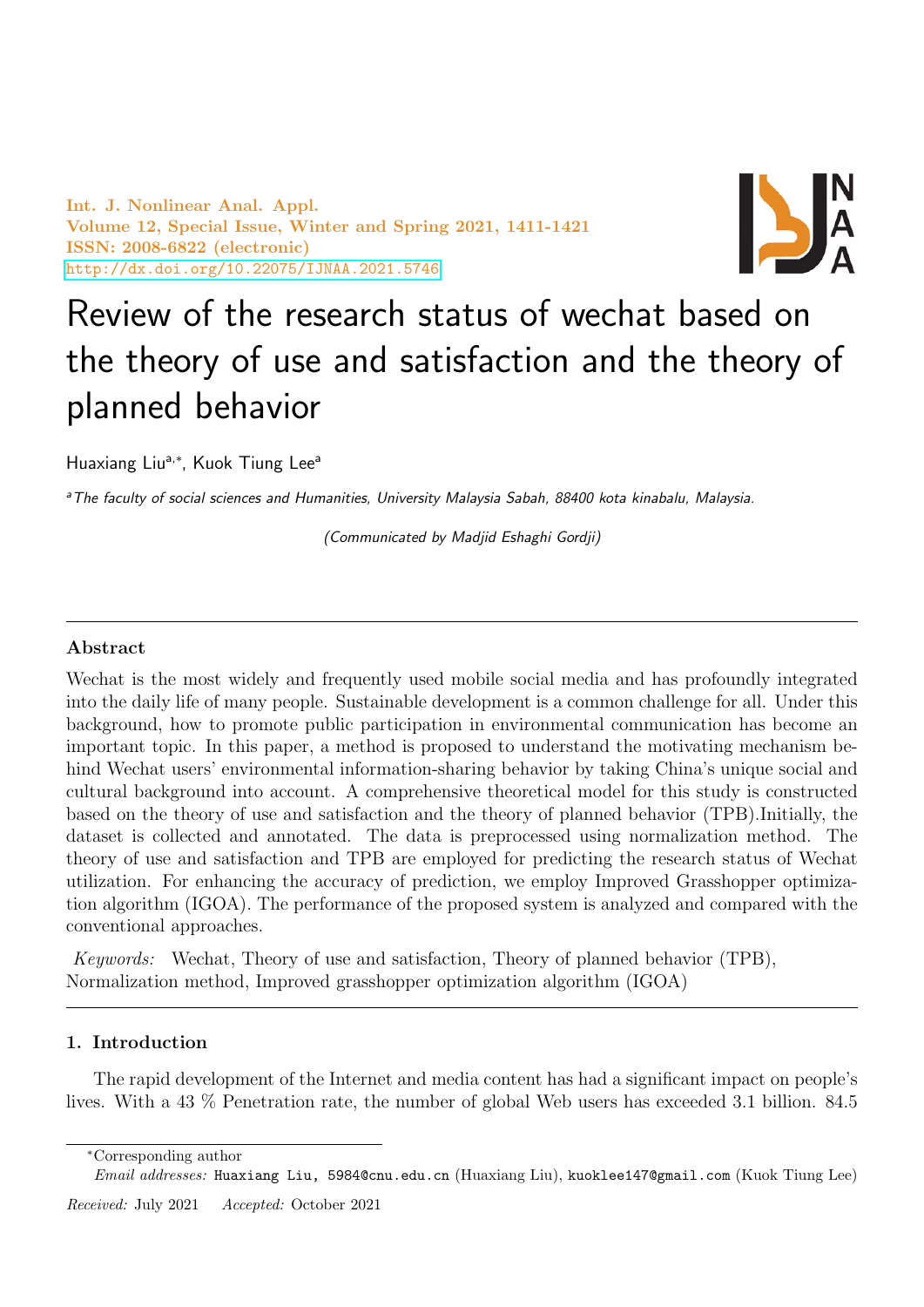# Review of the research status of wechat based on the theory of use and satisfaction and the theory of planned behavior

Huaxiang Liu[a,*], Kuok Tiung Lee[a]

[a] *The faculty of social sciences and Humanities, University Malaysia Sabah, 88400 kota kinabalu, Malaysia.*

*(Communicated by Madjid Eshaghi Gordji)*

---

## Abstract

Wechat is the most widely and frequently used mobile social media and has profoundly integrated into the daily life of many people. Sustainable development is a common challenge for all. Under this background, how to promote public participation in environmental communication has become an important topic. In this paper, a method is proposed to understand the motivating mechanism behind Wechat users' environmental information-sharing behavior by taking China's unique social and cultural background into account. A comprehensive theoretical model for this study is constructed based on the theory of use and satisfaction and the theory of planned behavior (TPB).Initially, the dataset is collected and annotated. The data is preprocessed using normalization method. The theory of use and satisfaction and TPB are employed for predicting the research status of Wechat utilization. For enhancing the accuracy of prediction, we employ Improved Grasshopper optimization algorithm (IGOA). The performance of the proposed system is analyzed and compared with the conventional approaches.

*Keywords:* Wechat, Theory of use and satisfaction, Theory of planned behavior (TPB), Normalization method, Improved grasshopper optimization algorithm (IGOA)

---

## 1. Introduction

The rapid development of the Internet and media content has had a significant impact on people's lives. With a 43 % Penetration rate, the number of global Web users has exceeded 3.1 billion. 84.5

---

*Corresponding author

*Email addresses:* Huaxiang Liu, 5984@cnu.edu.cn (Huaxiang Liu), kuoklee147@gmail.com (Kuok Tiung Lee)

*Received:* July 2021 *Accepted:* October 2021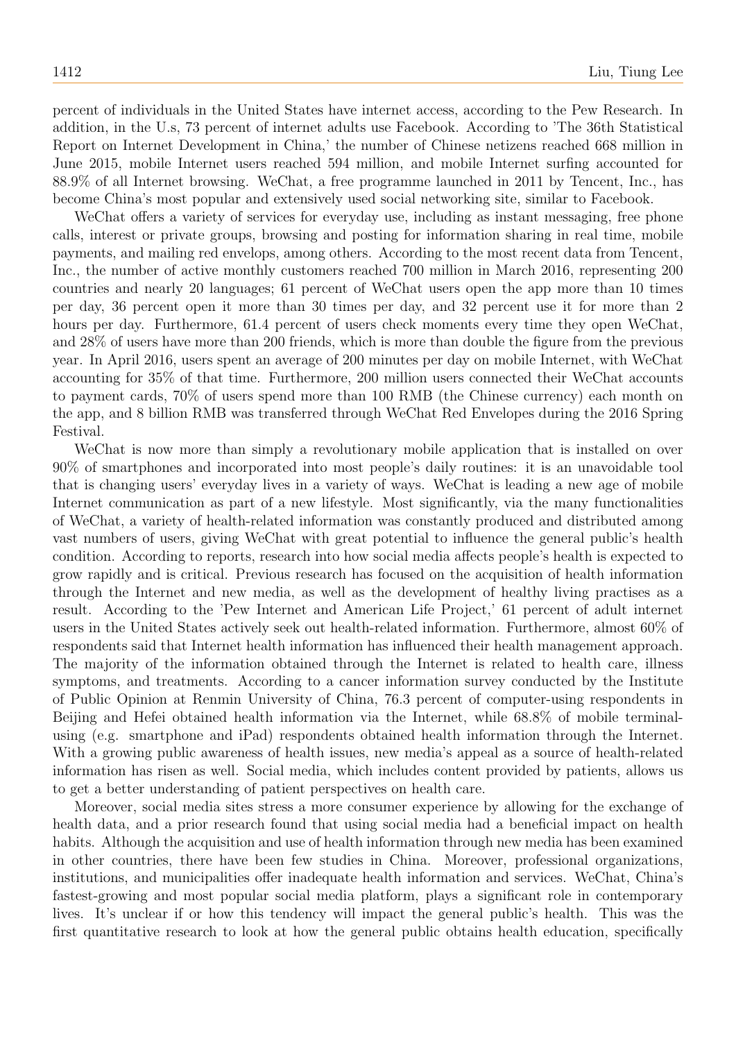percent of individuals in the United States have internet access, according to the Pew Research. In addition, in the U.s, 73 percent of internet adults use Facebook. According to 'The 36th Statistical Report on Internet Development in China,' the number of Chinese netizens reached 668 million in June 2015, mobile Internet users reached 594 million, and mobile Internet surfing accounted for 88.9% of all Internet browsing. WeChat, a free programme launched in 2011 by Tencent, Inc., has become China's most popular and extensively used social networking site, similar to Facebook.

WeChat offers a variety of services for everyday use, including as instant messaging, free phone calls, interest or private groups, browsing and posting for information sharing in real time, mobile payments, and mailing red envelops, among others. According to the most recent data from Tencent, Inc., the number of active monthly customers reached 700 million in March 2016, representing 200 countries and nearly 20 languages; 61 percent of WeChat users open the app more than 10 times per day, 36 percent open it more than 30 times per day, and 32 percent use it for more than 2 hours per day. Furthermore, 61.4 percent of users check moments every time they open WeChat, and 28% of users have more than 200 friends, which is more than double the figure from the previous year. In April 2016, users spent an average of 200 minutes per day on mobile Internet, with WeChat accounting for 35% of that time. Furthermore, 200 million users connected their WeChat accounts to payment cards, 70% of users spend more than 100 RMB (the Chinese currency) each month on the app, and 8 billion RMB was transferred through WeChat Red Envelopes during the 2016 Spring Festival.

WeChat is now more than simply a revolutionary mobile application that is installed on over 90% of smartphones and incorporated into most people's daily routines: it is an unavoidable tool that is changing users' everyday lives in a variety of ways. WeChat is leading a new age of mobile Internet communication as part of a new lifestyle. Most significantly, via the many functionalities of WeChat, a variety of health-related information was constantly produced and distributed among vast numbers of users, giving WeChat with great potential to influence the general public's health condition. According to reports, research into how social media affects people's health is expected to grow rapidly and is critical. Previous research has focused on the acquisition of health information through the Internet and new media, as well as the development of healthy living practises as a result. According to the 'Pew Internet and American Life Project,' 61 percent of adult internet users in the United States actively seek out health-related information. Furthermore, almost 60% of respondents said that Internet health information has influenced their health management approach. The majority of the information obtained through the Internet is related to health care, illness symptoms, and treatments. According to a cancer information survey conducted by the Institute of Public Opinion at Renmin University of China, 76.3 percent of computer-using respondents in Beijing and Hefei obtained health information via the Internet, while 68.8% of mobile terminal-using (e.g. smartphone and iPad) respondents obtained health information through the Internet. With a growing public awareness of health issues, new media's appeal as a source of health-related information has risen as well. Social media, which includes content provided by patients, allows us to get a better understanding of patient perspectives on health care.

Moreover, social media sites stress a more consumer experience by allowing for the exchange of health data, and a prior research found that using social media had a beneficial impact on health habits. Although the acquisition and use of health information through new media has been examined in other countries, there have been few studies in China. Moreover, professional organizations, institutions, and municipalities offer inadequate health information and services. WeChat, China's fastest-growing and most popular social media platform, plays a significant role in contemporary lives. It's unclear if or how this tendency will impact the general public's health. This was the first quantitative research to look at how the general public obtains health education, specifically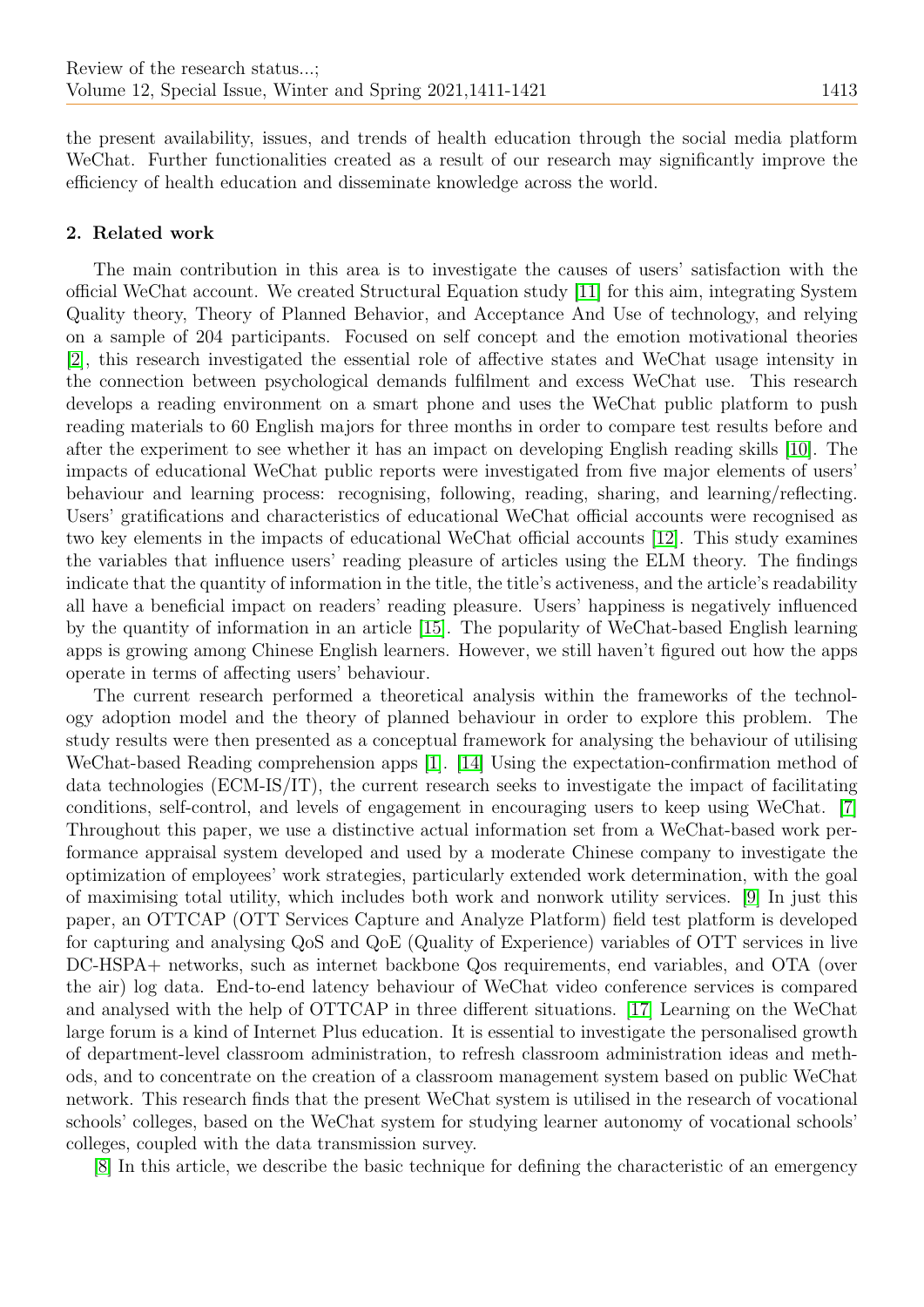the present availability, issues, and trends of health education through the social media platform WeChat. Further functionalities created as a result of our research may significantly improve the efficiency of health education and disseminate knowledge across the world.

## 2. Related work

The main contribution in this area is to investigate the causes of users' satisfaction with the official WeChat account. We created Structural Equation study [11] for this aim, integrating System Quality theory, Theory of Planned Behavior, and Acceptance And Use of technology, and relying on a sample of 204 participants. Focused on self concept and the emotion motivational theories [2], this research investigated the essential role of affective states and WeChat usage intensity in the connection between psychological demands fulfilment and excess WeChat use. This research develops a reading environment on a smart phone and uses the WeChat public platform to push reading materials to 60 English majors for three months in order to compare test results before and after the experiment to see whether it has an impact on developing English reading skills [10]. The impacts of educational WeChat public reports were investigated from five major elements of users' behaviour and learning process: recognising, following, reading, sharing, and learning/reflecting. Users' gratifications and characteristics of educational WeChat official accounts were recognised as two key elements in the impacts of educational WeChat official accounts [12]. This study examines the variables that influence users' reading pleasure of articles using the ELM theory. The findings indicate that the quantity of information in the title, the title's activeness, and the article's readability all have a beneficial impact on readers' reading pleasure. Users' happiness is negatively influenced by the quantity of information in an article [15]. The popularity of WeChat-based English learning apps is growing among Chinese English learners. However, we still haven't figured out how the apps operate in terms of affecting users' behaviour.

The current research performed a theoretical analysis within the frameworks of the technology adoption model and the theory of planned behaviour in order to explore this problem. The study results were then presented as a conceptual framework for analysing the behaviour of utilising WeChat-based Reading comprehension apps [1]. [14] Using the expectation-confirmation method of data technologies (ECM-IS/IT), the current research seeks to investigate the impact of facilitating conditions, self-control, and levels of engagement in encouraging users to keep using WeChat. [7] Throughout this paper, we use a distinctive actual information set from a WeChat-based work performance appraisal system developed and used by a moderate Chinese company to investigate the optimization of employees' work strategies, particularly extended work determination, with the goal of maximising total utility, which includes both work and nonwork utility services. [9] In just this paper, an OTTCAP (OTT Services Capture and Analyze Platform) field test platform is developed for capturing and analysing QoS and QoE (Quality of Experience) variables of OTT services in live DC-HSPA+ networks, such as internet backbone Qos requirements, end variables, and OTA (over the air) log data. End-to-end latency behaviour of WeChat video conference services is compared and analysed with the help of OTTCAP in three different situations. [17] Learning on the WeChat large forum is a kind of Internet Plus education. It is essential to investigate the personalised growth of department-level classroom administration, to refresh classroom administration ideas and methods, and to concentrate on the creation of a classroom management system based on public WeChat network. This research finds that the present WeChat system is utilised in the research of vocational schools' colleges, based on the WeChat system for studying learner autonomy of vocational schools' colleges, coupled with the data transmission survey.

[8] In this article, we describe the basic technique for defining the characteristic of an emergency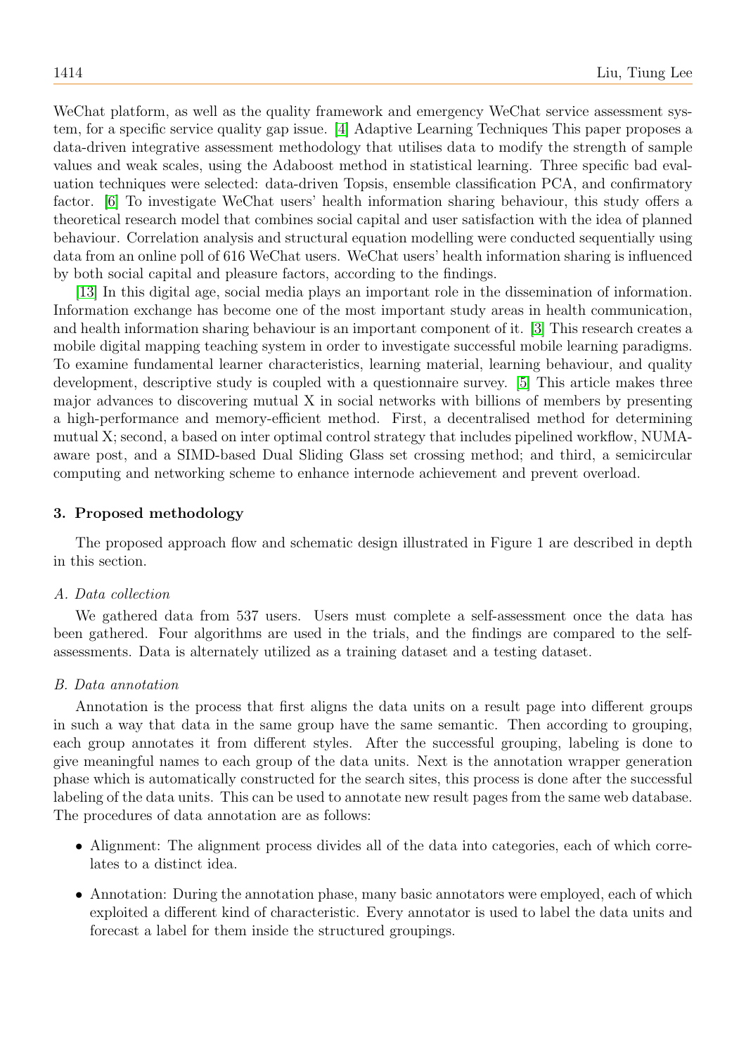WeChat platform, as well as the quality framework and emergency WeChat service assessment system, for a specific service quality gap issue. [4] Adaptive Learning Techniques This paper proposes a data-driven integrative assessment methodology that utilises data to modify the strength of sample values and weak scales, using the Adaboost method in statistical learning. Three specific bad evaluation techniques were selected: data-driven Topsis, ensemble classification PCA, and confirmatory factor. [6] To investigate WeChat users' health information sharing behaviour, this study offers a theoretical research model that combines social capital and user satisfaction with the idea of planned behaviour. Correlation analysis and structural equation modelling were conducted sequentially using data from an online poll of 616 WeChat users. WeChat users' health information sharing is influenced by both social capital and pleasure factors, according to the findings.

[13] In this digital age, social media plays an important role in the dissemination of information. Information exchange has become one of the most important study areas in health communication, and health information sharing behaviour is an important component of it. [3] This research creates a mobile digital mapping teaching system in order to investigate successful mobile learning paradigms. To examine fundamental learner characteristics, learning material, learning behaviour, and quality development, descriptive study is coupled with a questionnaire survey. [5] This article makes three major advances to discovering mutual X in social networks with billions of members by presenting a high-performance and memory-efficient method. First, a decentralised method for determining mutual X; second, a based on inter optimal control strategy that includes pipelined workflow, NUMA-aware post, and a SIMD-based Dual Sliding Glass set crossing method; and third, a semicircular computing and networking scheme to enhance internode achievement and prevent overload.

## 3. Proposed methodology

The proposed approach flow and schematic design illustrated in Figure 1 are described in depth in this section.

### *A. Data collection*

We gathered data from 537 users. Users must complete a self-assessment once the data has been gathered. Four algorithms are used in the trials, and the findings are compared to the self-assessments. Data is alternately utilized as a training dataset and a testing dataset.

### *B. Data annotation*

Annotation is the process that first aligns the data units on a result page into different groups in such a way that data in the same group have the same semantic. Then according to grouping, each group annotates it from different styles. After the successful grouping, labeling is done to give meaningful names to each group of the data units. Next is the annotation wrapper generation phase which is automatically constructed for the search sites, this process is done after the successful labeling of the data units. This can be used to annotate new result pages from the same web database. The procedures of data annotation are as follows:

- Alignment: The alignment process divides all of the data into categories, each of which correlates to a distinct idea.
- Annotation: During the annotation phase, many basic annotators were employed, each of which exploited a different kind of characteristic. Every annotator is used to label the data units and forecast a label for them inside the structured groupings.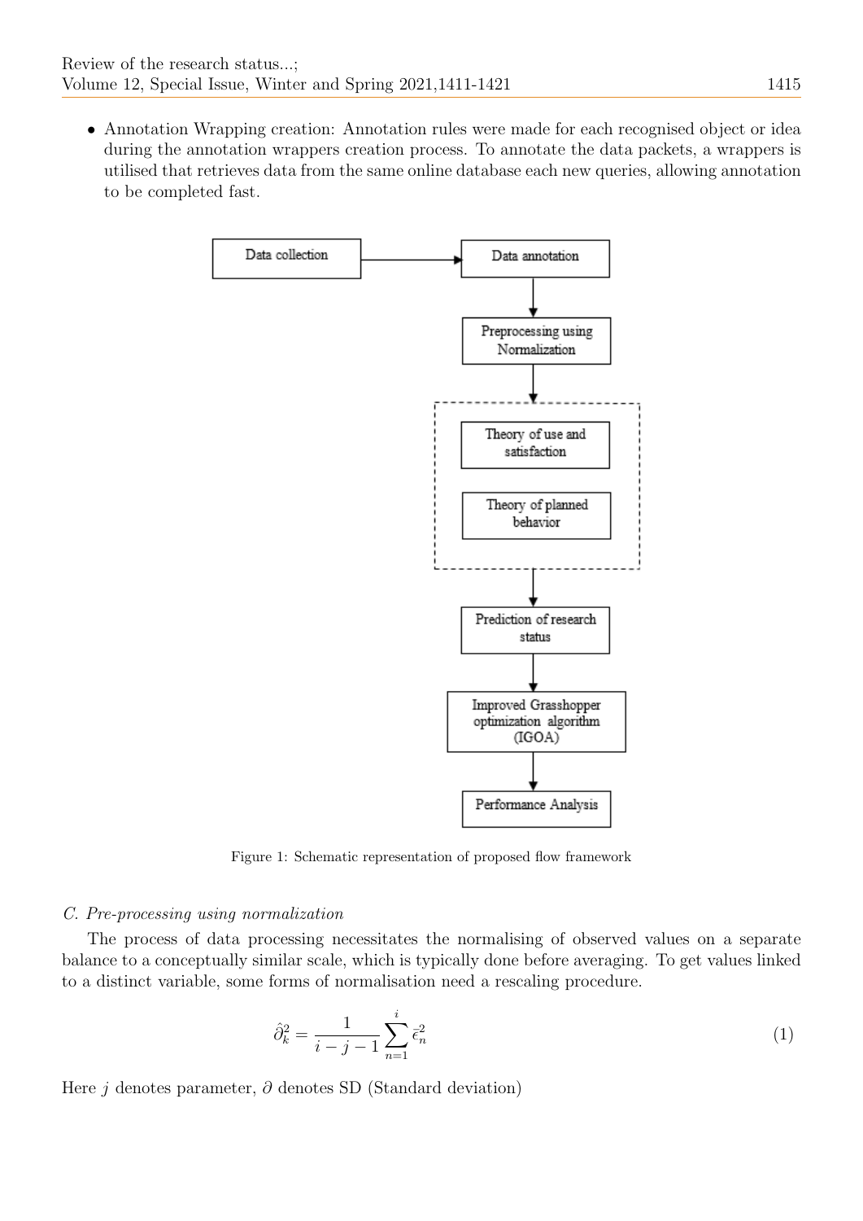- Annotation Wrapping creation: Annotation rules were made for each recognised object or idea during the annotation wrappers creation process. To annotate the data packets, a wrappers is utilised that retrieves data from the same online database each new queries, allowing annotation to be completed fast.

Figure 1: Schematic representation of proposed flow framework

*C. Pre-processing using normalization*

The process of data processing necessitates the normalising of observed values on a separate balance to a conceptually similar scale, which is typically done before averaging. To get values linked to a distinct variable, some forms of normalisation need a rescaling procedure.

$$\hat{\partial}_k^2 = \frac{1}{i-j-1}\sum_{n=1}^{i}\bar{\epsilon}_n^2 \tag{1}$$

Here $j$ denotes parameter, $\partial$ denotes SD (Standard deviation)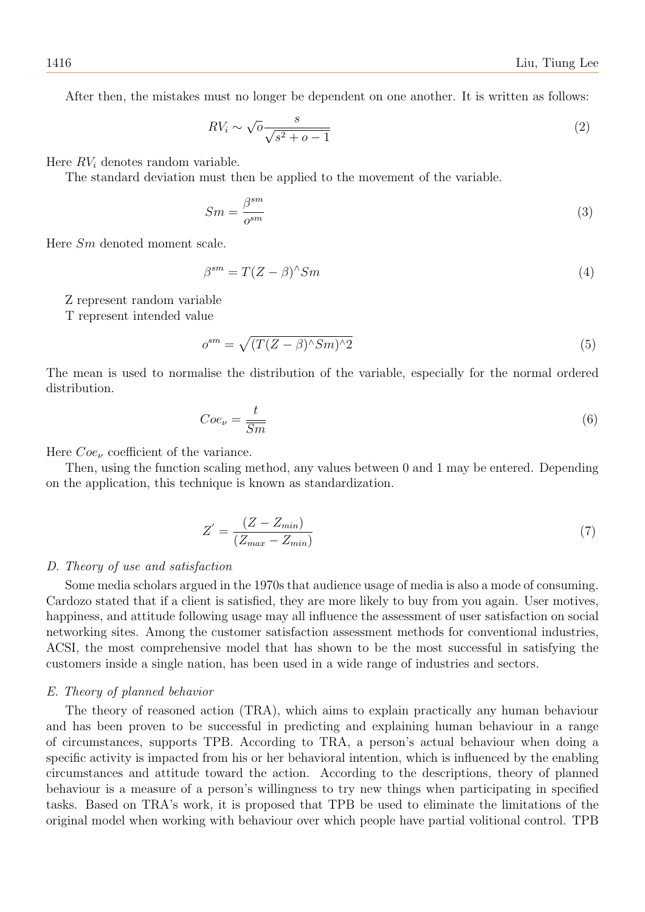After then, the mistakes must no longer be dependent on one another. It is written as follows:

$$RV_i \sim \sqrt{o}\frac{s}{\sqrt{s^2 + o - 1}} \tag{2}$$

Here $RV_i$ denotes random variable.

The standard deviation must then be applied to the movement of the variable.

$$Sm = \frac{\beta^{sm}}{o^{sm}} \tag{3}$$

Here $Sm$ denoted moment scale.

$$\beta^{sm} = T(Z - \beta)^{\wedge}Sm \tag{4}$$

Z represent random variable

T represent intended value

$$o^{sm} = \sqrt{(T(Z - \beta)^{\wedge}Sm)^{\wedge}2} \tag{5}$$

The mean is used to normalise the distribution of the variable, especially for the normal ordered distribution.

$$Coe_{\nu} = \frac{t}{\overline{Sm}} \tag{6}$$

Here $Coe_{\nu}$ coefficient of the variance.

Then, using the function scaling method, any values between 0 and 1 may be entered. Depending on the application, this technique is known as standardization.

$$Z' = \frac{(Z - Z_{min})}{(Z_{max} - Z_{min})} \tag{7}$$

*D. Theory of use and satisfaction*

Some media scholars argued in the 1970s that audience usage of media is also a mode of consuming. Cardozo stated that if a client is satisfied, they are more likely to buy from you again. User motives, happiness, and attitude following usage may all influence the assessment of user satisfaction on social networking sites. Among the customer satisfaction assessment methods for conventional industries, ACSI, the most comprehensive model that has shown to be the most successful in satisfying the customers inside a single nation, has been used in a wide range of industries and sectors.

*E. Theory of planned behavior*

The theory of reasoned action (TRA), which aims to explain practically any human behaviour and has been proven to be successful in predicting and explaining human behaviour in a range of circumstances, supports TPB. According to TRA, a person's actual behaviour when doing a specific activity is impacted from his or her behavioral intention, which is influenced by the enabling circumstances and attitude toward the action. According to the descriptions, theory of planned behaviour is a measure of a person's willingness to try new things when participating in specified tasks. Based on TRA's work, it is proposed that TPB be used to eliminate the limitations of the original model when working with behaviour over which people have partial volitional control. TPB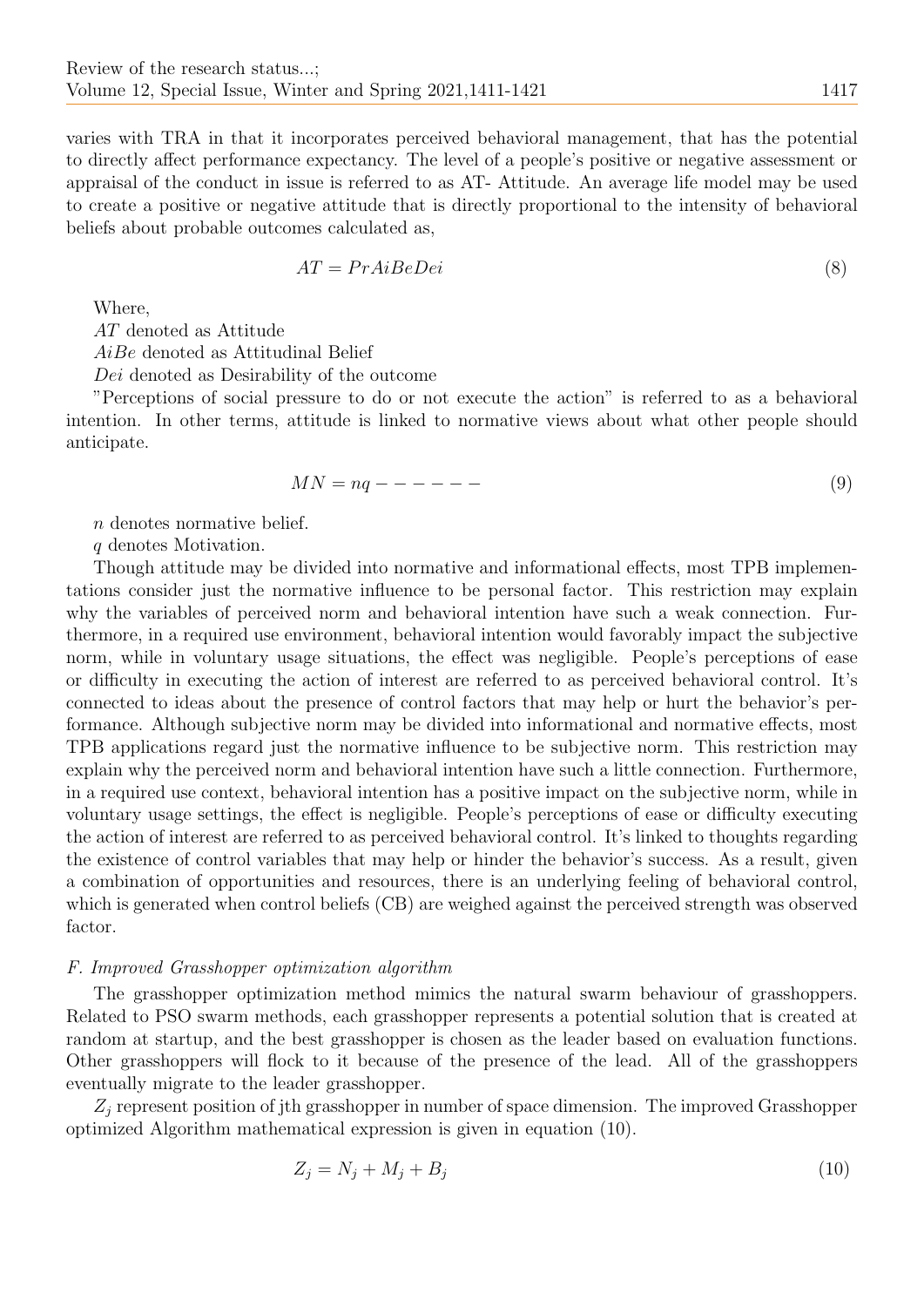varies with TRA in that it incorporates perceived behavioral management, that has the potential to directly affect performance expectancy. The level of a people's positive or negative assessment or appraisal of the conduct in issue is referred to as AT- Attitude. An average life model may be used to create a positive or negative attitude that is directly proportional to the intensity of behavioral beliefs about probable outcomes calculated as,

$$AT = PrAiBeDei \tag{8}$$

Where,

$AT$ denoted as Attitude

$AiBe$ denoted as Attitudinal Belief

$Dei$ denoted as Desirability of the outcome

"Perceptions of social pressure to do or not execute the action" is referred to as a behavioral intention. In other terms, attitude is linked to normative views about what other people should anticipate.

$$MN = nq - - - - - - \tag{9}$$

$n$ denotes normative belief.

$q$ denotes Motivation.

Though attitude may be divided into normative and informational effects, most TPB implementations consider just the normative influence to be personal factor. This restriction may explain why the variables of perceived norm and behavioral intention have such a weak connection. Furthermore, in a required use environment, behavioral intention would favorably impact the subjective norm, while in voluntary usage situations, the effect was negligible. People's perceptions of ease or difficulty in executing the action of interest are referred to as perceived behavioral control. It's connected to ideas about the presence of control factors that may help or hurt the behavior's performance. Although subjective norm may be divided into informational and normative effects, most TPB applications regard just the normative influence to be subjective norm. This restriction may explain why the perceived norm and behavioral intention have such a little connection. Furthermore, in a required use context, behavioral intention has a positive impact on the subjective norm, while in voluntary usage settings, the effect is negligible. People's perceptions of ease or difficulty executing the action of interest are referred to as perceived behavioral control. It's linked to thoughts regarding the existence of control variables that may help or hinder the behavior's success. As a result, given a combination of opportunities and resources, there is an underlying feeling of behavioral control, which is generated when control beliefs (CB) are weighed against the perceived strength was observed factor.

### *F. Improved Grasshopper optimization algorithm*

The grasshopper optimization method mimics the natural swarm behaviour of grasshoppers. Related to PSO swarm methods, each grasshopper represents a potential solution that is created at random at startup, and the best grasshopper is chosen as the leader based on evaluation functions. Other grasshoppers will flock to it because of the presence of the lead. All of the grasshoppers eventually migrate to the leader grasshopper.

$Z_j$ represent position of jth grasshopper in number of space dimension. The improved Grasshopper optimized Algorithm mathematical expression is given in equation (10).

$$Z_j = N_j + M_j + B_j \tag{10}$$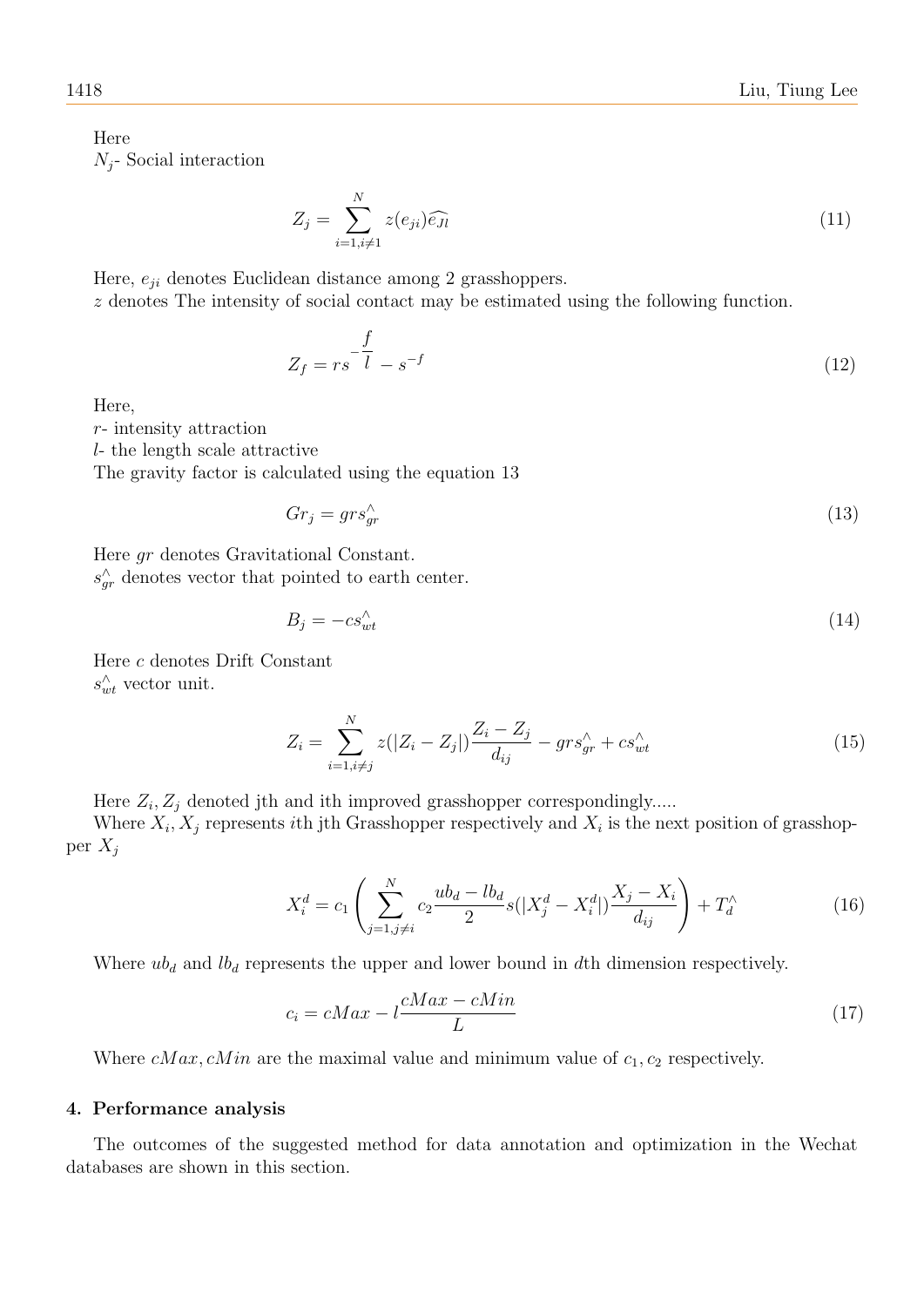Here

$N_j$- Social interaction

$$Z_j = \sum_{i=1, i\neq 1}^{N} z(e_{ji})\widehat{e_{Jl}} \tag{11}$$

Here, $e_{ji}$ denotes Euclidean distance among 2 grasshoppers.

$z$ denotes The intensity of social contact may be estimated using the following function.

$$Z_f = rs^{-\frac{f}{l}} - s^{-f} \tag{12}$$

Here,

$r$- intensity attraction

$l$- the length scale attractive

The gravity factor is calculated using the equation 13

$$Gr_j = grs_{gr}^{\wedge} \tag{13}$$

Here $gr$ denotes Gravitational Constant.

$s_{gr}^{\wedge}$ denotes vector that pointed to earth center.

$$B_j = -cs_{wt}^{\wedge} \tag{14}$$

Here $c$ denotes Drift Constant

$s_{wt}^{\wedge}$ vector unit.

$$Z_i = \sum_{i=1, i\neq j}^{N} z(|Z_i - Z_j|)\frac{Z_i - Z_j}{d_{ij}} - grs_{gr}^{\wedge} + cs_{wt}^{\wedge} \tag{15}$$

Here $Z_i, Z_j$ denoted jth and ith improved grasshopper correspondingly.....

Where $X_i, X_j$ represents $i$th jth Grasshopper respectively and $X_i$ is the next position of grasshopper $X_j$

$$X_i^d = c_1\left(\sum_{j=1, j\neq i}^{N} c_2\frac{ub_d - lb_d}{2}s(|X_j^d - X_i^d|)\frac{X_j - X_i}{d_{ij}}\right) + T_d^{\wedge} \tag{16}$$

Where $ub_d$ and $lb_d$ represents the upper and lower bound in $d$th dimension respectively.

$$c_i = cMax - l\frac{cMax - cMin}{L} \tag{17}$$

Where $cMax, cMin$ are the maximal value and minimum value of $c_1, c_2$ respectively.

## 4. Performance analysis

The outcomes of the suggested method for data annotation and optimization in the Wechat databases are shown in this section.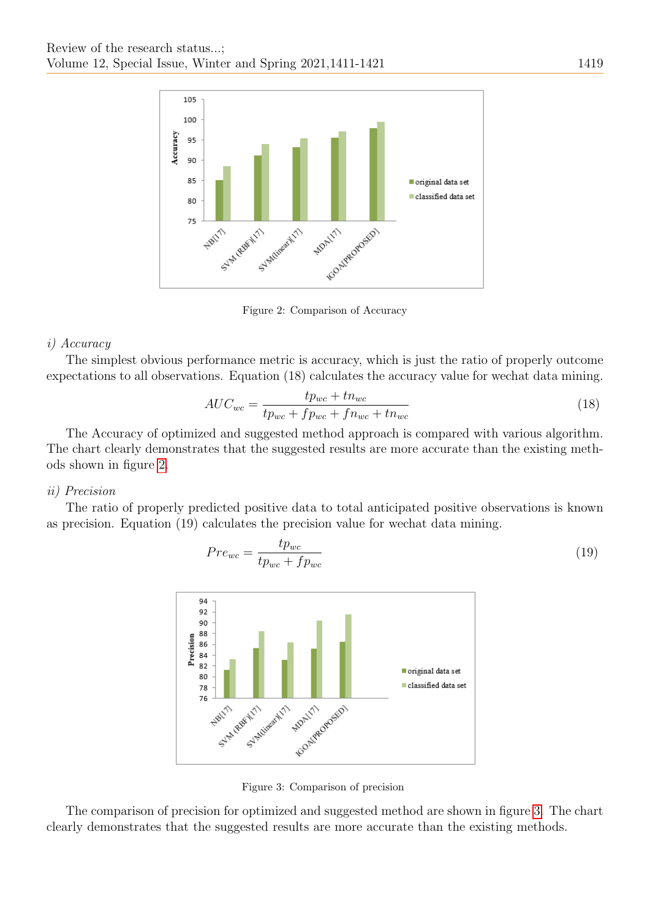Figure 2: Comparison of Accuracy

*i) Accuracy*

The simplest obvious performance metric is accuracy, which is just the ratio of properly outcome expectations to all observations. Equation (18) calculates the accuracy value for wechat data mining.

$$AUC_{wc} = \frac{tp_{wc} + tn_{wc}}{tp_{wc} + fp_{wc} + fn_{wc} + tn_{wc}} \tag{18}$$

The Accuracy of optimized and suggested method approach is compared with various algorithm. The chart clearly demonstrates that the suggested results are more accurate than the existing methods shown in figure 2.

*ii) Precision*

The ratio of properly predicted positive data to total anticipated positive observations is known as precision. Equation (19) calculates the precision value for wechat data mining.

$$Pre_{wc} = \frac{tp_{wc}}{tp_{wc} + fp_{wc}} \tag{19}$$

Figure 3: Comparison of precision

The comparison of precision for optimized and suggested method are shown in figure 3. The chart clearly demonstrates that the suggested results are more accurate than the existing methods.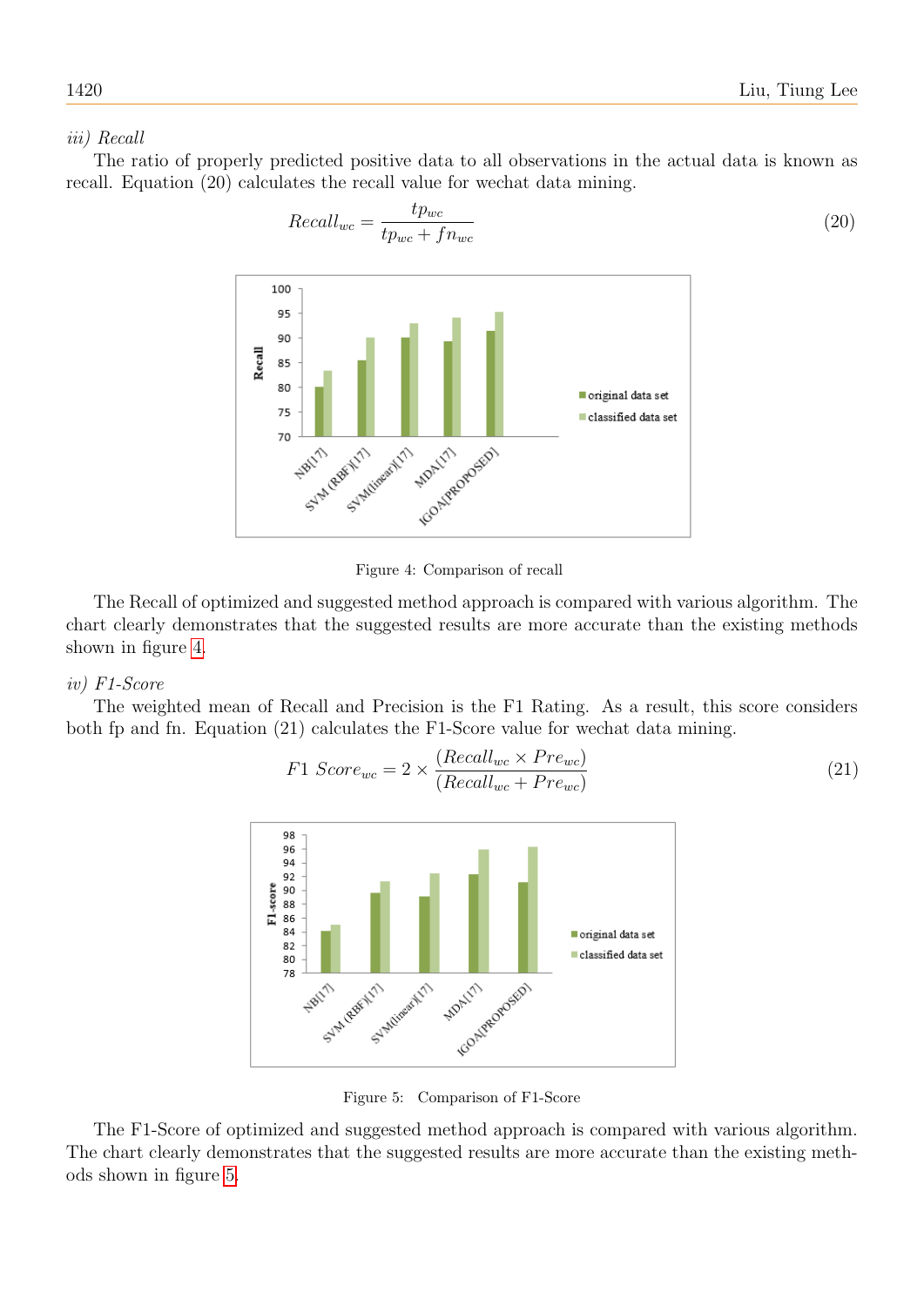*iii) Recall*

The ratio of properly predicted positive data to all observations in the actual data is known as recall. Equation (20) calculates the recall value for wechat data mining.

$$Recall_{wc} = \frac{tp_{wc}}{tp_{wc} + fn_{wc}} \tag{20}$$

Figure 4: Comparison of recall

The Recall of optimized and suggested method approach is compared with various algorithm. The chart clearly demonstrates that the suggested results are more accurate than the existing methods shown in figure 4.

*iv) F1-Score*

The weighted mean of Recall and Precision is the F1 Rating. As a result, this score considers both fp and fn. Equation (21) calculates the F1-Score value for wechat data mining.

$$F1\ Score_{wc} = 2 \times \frac{(Recall_{wc} \times Pre_{wc})}{(Recall_{wc} + Pre_{wc})} \tag{21}$$

Figure 5: Comparison of F1-Score

The F1-Score of optimized and suggested method approach is compared with various algorithm. The chart clearly demonstrates that the suggested results are more accurate than the existing methods shown in figure 5.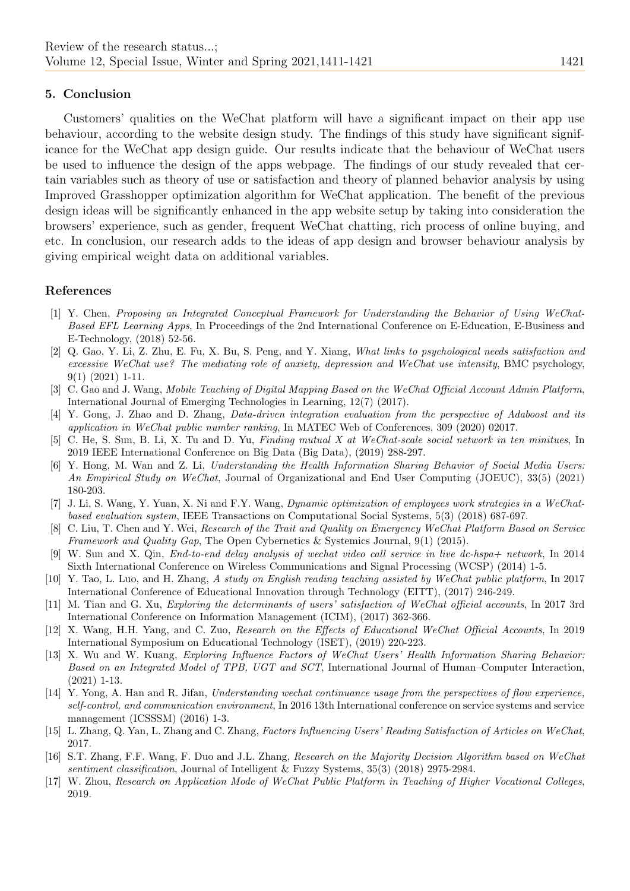## 5. Conclusion

Customers' qualities on the WeChat platform will have a significant impact on their app use behaviour, according to the website design study. The findings of this study have significant significance for the WeChat app design guide. Our results indicate that the behaviour of WeChat users be used to influence the design of the apps webpage. The findings of our study revealed that certain variables such as theory of use or satisfaction and theory of planned behavior analysis by using Improved Grasshopper optimization algorithm for WeChat application. The benefit of the previous design ideas will be significantly enhanced in the app website setup by taking into consideration the browsers' experience, such as gender, frequent WeChat chatting, rich process of online buying, and etc. In conclusion, our research adds to the ideas of app design and browser behaviour analysis by giving empirical weight data on additional variables.

## References

[1] Y. Chen, *Proposing an Integrated Conceptual Framework for Understanding the Behavior of Using WeChat-Based EFL Learning Apps*, In Proceedings of the 2nd International Conference on E-Education, E-Business and E-Technology, (2018) 52-56.

[2] Q. Gao, Y. Li, Z. Zhu, E. Fu, X. Bu, S. Peng, and Y. Xiang, *What links to psychological needs satisfaction and excessive WeChat use? The mediating role of anxiety, depression and WeChat use intensity*, BMC psychology, 9(1) (2021) 1-11.

[3] C. Gao and J. Wang, *Mobile Teaching of Digital Mapping Based on the WeChat Official Account Admin Platform*, International Journal of Emerging Technologies in Learning, 12(7) (2017).

[4] Y. Gong, J. Zhao and D. Zhang, *Data-driven integration evaluation from the perspective of Adaboost and its application in WeChat public number ranking*, In MATEC Web of Conferences, 309 (2020) 02017.

[5] C. He, S. Sun, B. Li, X. Tu and D. Yu, *Finding mutual X at WeChat-scale social network in ten minitues*, In 2019 IEEE International Conference on Big Data (Big Data), (2019) 288-297.

[6] Y. Hong, M. Wan and Z. Li, *Understanding the Health Information Sharing Behavior of Social Media Users: An Empirical Study on WeChat*, Journal of Organizational and End User Computing (JOEUC), 33(5) (2021) 180-203.

[7] J. Li, S. Wang, Y. Yuan, X. Ni and F.Y. Wang, *Dynamic optimization of employees work strategies in a WeChat-based evaluation system*, IEEE Transactions on Computational Social Systems, 5(3) (2018) 687-697.

[8] C. Liu, T. Chen and Y. Wei, *Research of the Trait and Quality on Emergency WeChat Platform Based on Service Framework and Quality Gap*, The Open Cybernetics & Systemics Journal, 9(1) (2015).

[9] W. Sun and X. Qin, *End-to-end delay analysis of wechat video call service in live dc-hspa+ network*, In 2014 Sixth International Conference on Wireless Communications and Signal Processing (WCSP) (2014) 1-5.

[10] Y. Tao, L. Luo, and H. Zhang, *A study on English reading teaching assisted by WeChat public platform*, In 2017 International Conference of Educational Innovation through Technology (EITT), (2017) 246-249.

[11] M. Tian and G. Xu, *Exploring the determinants of users' satisfaction of WeChat official accounts*, In 2017 3rd International Conference on Information Management (ICIM), (2017) 362-366.

[12] X. Wang, H.H. Yang, and C. Zuo, *Research on the Effects of Educational WeChat Official Accounts*, In 2019 International Symposium on Educational Technology (ISET), (2019) 220-223.

[13] X. Wu and W. Kuang, *Exploring Influence Factors of WeChat Users' Health Information Sharing Behavior: Based on an Integrated Model of TPB, UGT and SCT*, International Journal of Human–Computer Interaction, (2021) 1-13.

[14] Y. Yong, A. Han and R. Jifan, *Understanding wechat continuance usage from the perspectives of flow experience, self-control, and communication environment*, In 2016 13th International conference on service systems and service management (ICSSSM) (2016) 1-3.

[15] L. Zhang, Q. Yan, L. Zhang and C. Zhang, *Factors Influencing Users' Reading Satisfaction of Articles on WeChat*, 2017.

[16] S.T. Zhang, F.F. Wang, F. Duo and J.L. Zhang, *Research on the Majority Decision Algorithm based on WeChat sentiment classification*, Journal of Intelligent & Fuzzy Systems, 35(3) (2018) 2975-2984.

[17] W. Zhou, *Research on Application Mode of WeChat Public Platform in Teaching of Higher Vocational Colleges*, 2019.